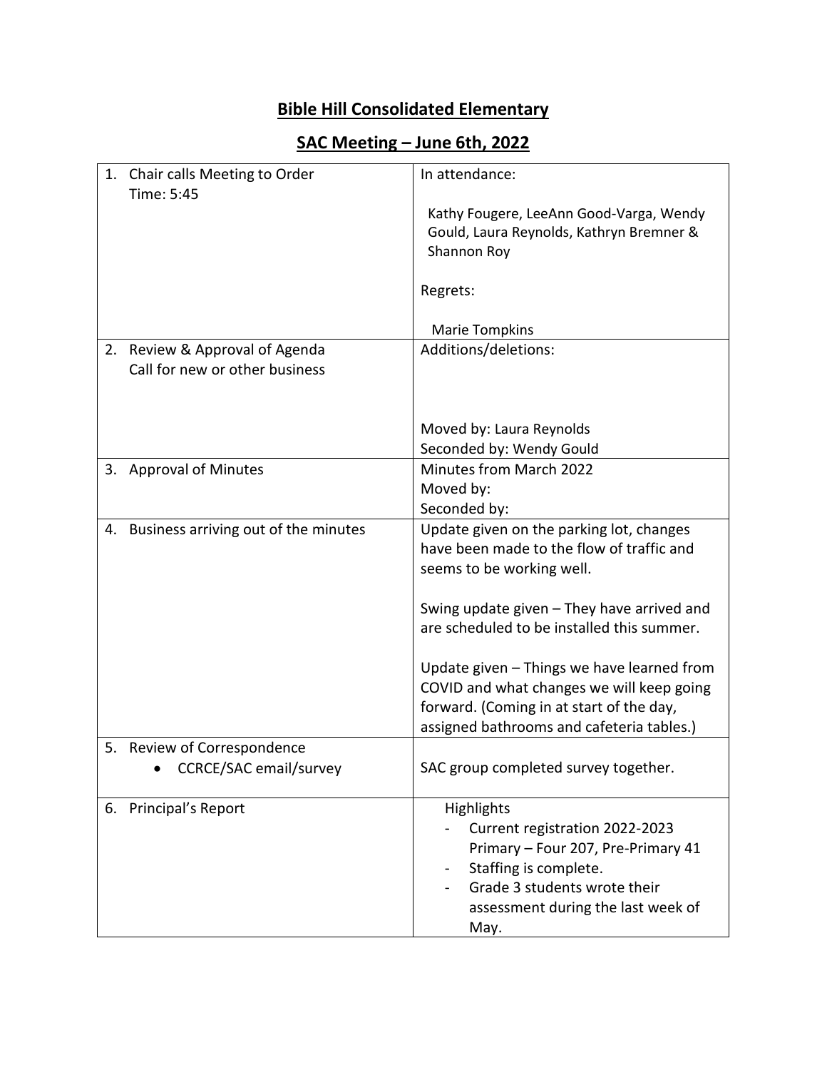# Bible Hill Consolidated Elementary

## SAC Meeting – June 6th, 2022

| | |
|---|---|
| 1. Chair calls Meeting to Order<br>Time: 5:45 | In attendance:<br><br>Kathy Fougere, LeeAnn Good-Varga, Wendy Gould, Laura Reynolds, Kathryn Bremner & Shannon Roy<br><br>Regrets:<br><br>Marie Tompkins |
| 2. Review & Approval of Agenda<br>Call for new or other business | Additions/deletions:<br><br><br>Moved by: Laura Reynolds<br>Seconded by: Wendy Gould |
| 3. Approval of Minutes | Minutes from March 2022<br>Moved by:<br>Seconded by: |
| 4. Business arriving out of the minutes | Update given on the parking lot, changes have been made to the flow of traffic and seems to be working well.<br><br>Swing update given – They have arrived and are scheduled to be installed this summer.<br><br>Update given – Things we have learned from COVID and what changes we will keep going forward. (Coming in at start of the day, assigned bathrooms and cafeteria tables.) |
| 5. Review of Correspondence<br>• CCRCE/SAC email/survey | SAC group completed survey together. |
| 6. Principal's Report | Highlights<br>- Current registration 2022-2023 Primary – Four 207, Pre-Primary 41<br>- Staffing is complete.<br>- Grade 3 students wrote their assessment during the last week of May. |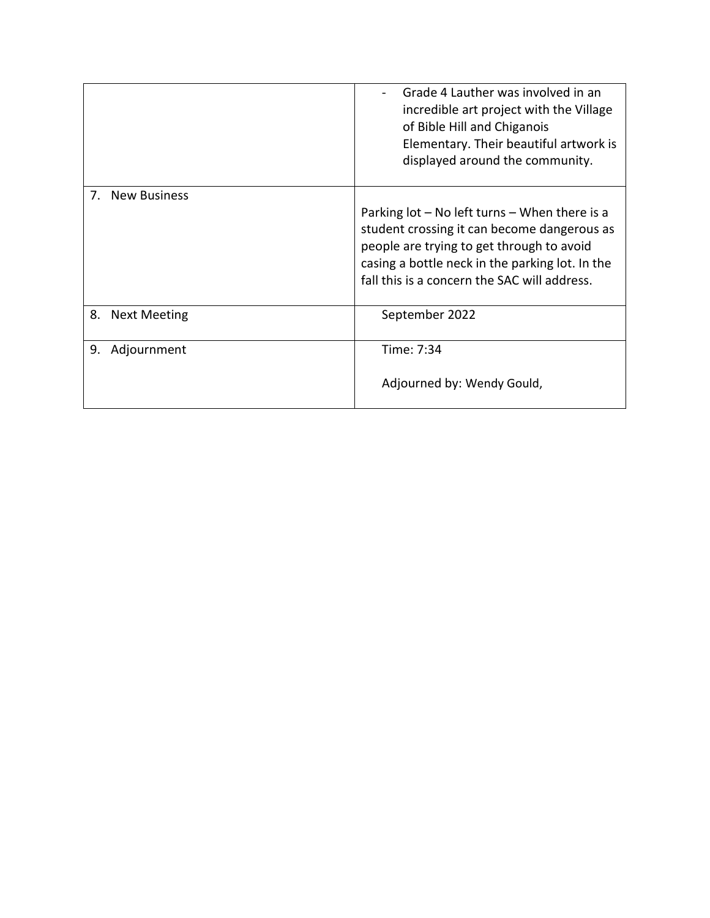| | |
|---|---|
| | - Grade 4 Lauther was involved in an incredible art project with the Village of Bible Hill and Chiganois Elementary. Their beautiful artwork is displayed around the community. |
| 7. New Business | Parking lot – No left turns – When there is a student crossing it can become dangerous as people are trying to get through to avoid casing a bottle neck in the parking lot. In the fall this is a concern the SAC will address. |
| 8. Next Meeting | September 2022 |
| 9. Adjournment | Time: 7:34<br><br>Adjourned by: Wendy Gould, |